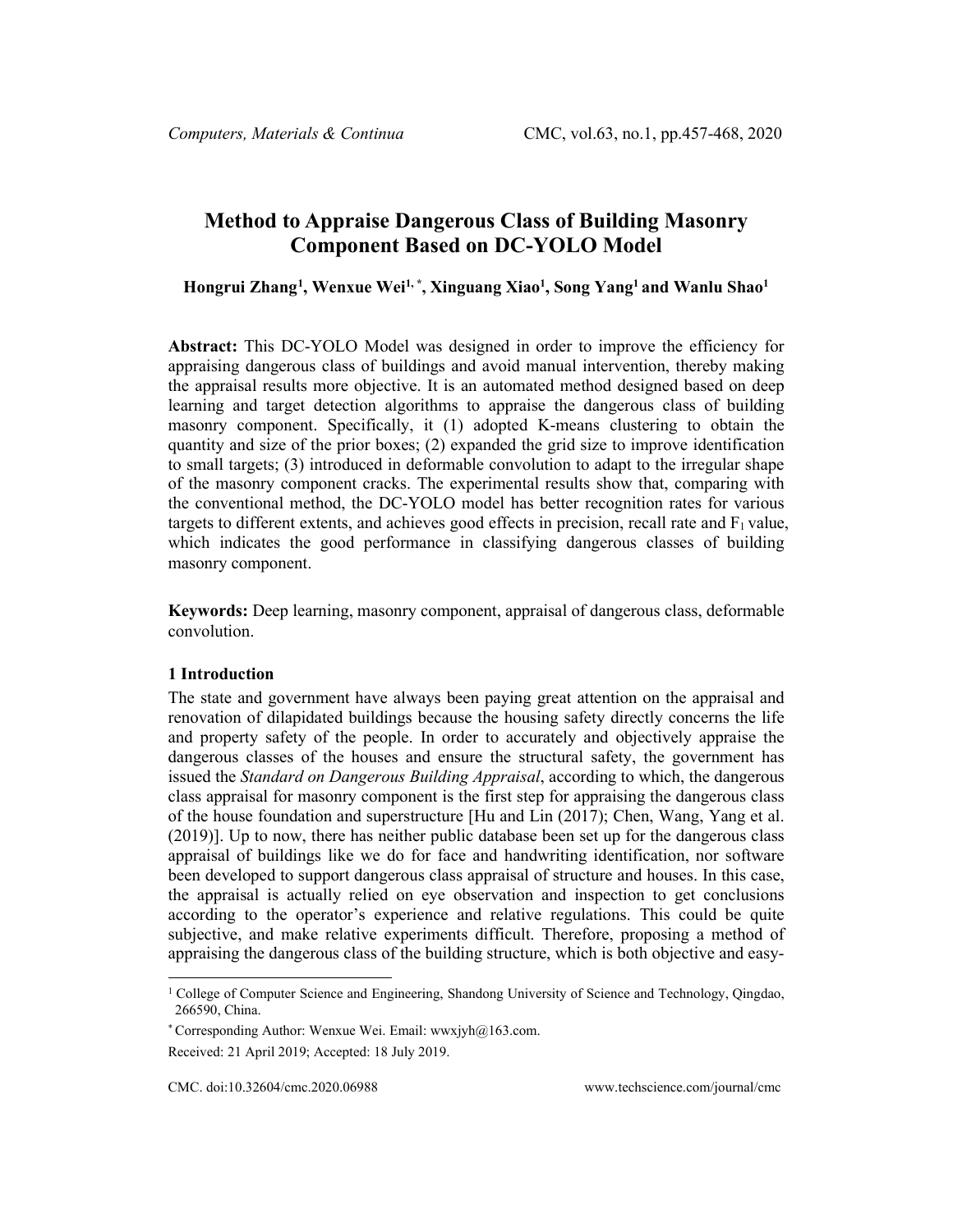# Method to Appraise Dangerous Class of Building Masonry Component Based on DC-YOLO Model

**Hongrui Zhang[1], Wenxue Wei[1, *], Xinguang Xiao[1], Song Yang[1] and Wanlu Shao[1]**

**Abstract:** This DC-YOLO Model was designed in order to improve the efficiency for appraising dangerous class of buildings and avoid manual intervention, thereby making the appraisal results more objective. It is an automated method designed based on deep learning and target detection algorithms to appraise the dangerous class of building masonry component. Specifically, it (1) adopted K-means clustering to obtain the quantity and size of the prior boxes; (2) expanded the grid size to improve identification to small targets; (3) introduced in deformable convolution to adapt to the irregular shape of the masonry component cracks. The experimental results show that, comparing with the conventional method, the DC-YOLO model has better recognition rates for various targets to different extents, and achieves good effects in precision, recall rate and $F_1$ value, which indicates the good performance in classifying dangerous classes of building masonry component.

**Keywords:** Deep learning, masonry component, appraisal of dangerous class, deformable convolution.

## 1 Introduction

The state and government have always been paying great attention on the appraisal and renovation of dilapidated buildings because the housing safety directly concerns the life and property safety of the people. In order to accurately and objectively appraise the dangerous classes of the houses and ensure the structural safety, the government has issued the *Standard on Dangerous Building Appraisal*, according to which, the dangerous class appraisal for masonry component is the first step for appraising the dangerous class of the house foundation and superstructure [Hu and Lin (2017); Chen, Wang, Yang et al. (2019)]. Up to now, there has neither public database been set up for the dangerous class appraisal of buildings like we do for face and handwriting identification, nor software been developed to support dangerous class appraisal of structure and houses. In this case, the appraisal is actually relied on eye observation and inspection to get conclusions according to the operator's experience and relative regulations. This could be quite subjective, and make relative experiments difficult. Therefore, proposing a method of appraising the dangerous class of the building structure, which is both objective and easy-

---

[1] College of Computer Science and Engineering, Shandong University of Science and Technology, Qingdao, 266590, China.

[*] Corresponding Author: Wenxue Wei. Email: wwxjyh@163.com.

Received: 21 April 2019; Accepted: 18 July 2019.

CMC. doi:10.32604/cmc.2020.06988 www.techscience.com/journal/cmc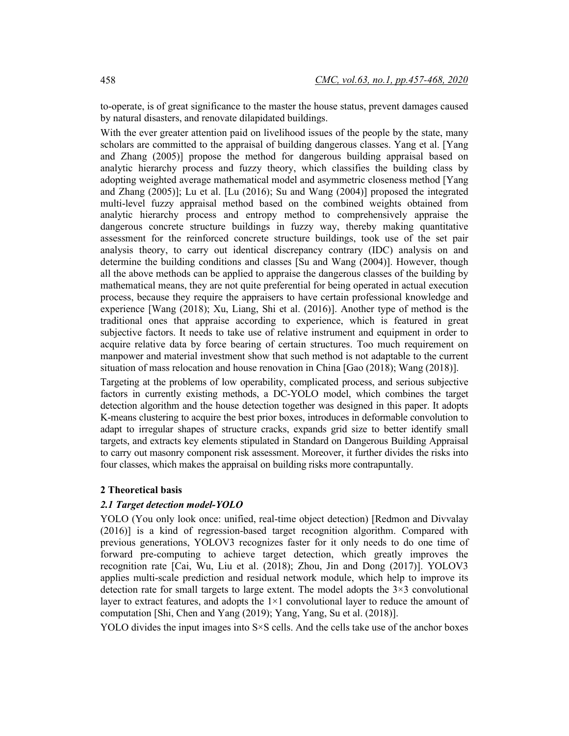to-operate, is of great significance to the master the house status, prevent damages caused by natural disasters, and renovate dilapidated buildings.

With the ever greater attention paid on livelihood issues of the people by the state, many scholars are committed to the appraisal of building dangerous classes. Yang et al. [Yang and Zhang (2005)] propose the method for dangerous building appraisal based on analytic hierarchy process and fuzzy theory, which classifies the building class by adopting weighted average mathematical model and asymmetric closeness method [Yang and Zhang (2005)]; Lu et al. [Lu (2016); Su and Wang (2004)] proposed the integrated multi-level fuzzy appraisal method based on the combined weights obtained from analytic hierarchy process and entropy method to comprehensively appraise the dangerous concrete structure buildings in fuzzy way, thereby making quantitative assessment for the reinforced concrete structure buildings, took use of the set pair analysis theory, to carry out identical discrepancy contrary (IDC) analysis on and determine the building conditions and classes [Su and Wang (2004)]. However, though all the above methods can be applied to appraise the dangerous classes of the building by mathematical means, they are not quite preferential for being operated in actual execution process, because they require the appraisers to have certain professional knowledge and experience [Wang (2018); Xu, Liang, Shi et al. (2016)]. Another type of method is the traditional ones that appraise according to experience, which is featured in great subjective factors. It needs to take use of relative instrument and equipment in order to acquire relative data by force bearing of certain structures. Too much requirement on manpower and material investment show that such method is not adaptable to the current situation of mass relocation and house renovation in China [Gao (2018); Wang (2018)].

Targeting at the problems of low operability, complicated process, and serious subjective factors in currently existing methods, a DC-YOLO model, which combines the target detection algorithm and the house detection together was designed in this paper. It adopts K-means clustering to acquire the best prior boxes, introduces in deformable convolution to adapt to irregular shapes of structure cracks, expands grid size to better identify small targets, and extracts key elements stipulated in Standard on Dangerous Building Appraisal to carry out masonry component risk assessment. Moreover, it further divides the risks into four classes, which makes the appraisal on building risks more contrapuntally.

## 2 Theoretical basis

### *2.1 Target detection model-YOLO*

YOLO (You only look once: unified, real-time object detection) [Redmon and Divvalay (2016)] is a kind of regression-based target recognition algorithm. Compared with previous generations, YOLOV3 recognizes faster for it only needs to do one time of forward pre-computing to achieve target detection, which greatly improves the recognition rate [Cai, Wu, Liu et al. (2018); Zhou, Jin and Dong (2017)]. YOLOV3 applies multi-scale prediction and residual network module, which help to improve its detection rate for small targets to large extent. The model adopts the $3\times3$ convolutional layer to extract features, and adopts the $1\times1$ convolutional layer to reduce the amount of computation [Shi, Chen and Yang (2019); Yang, Yang, Su et al. (2018)].

YOLO divides the input images into $S\times S$ cells. And the cells take use of the anchor boxes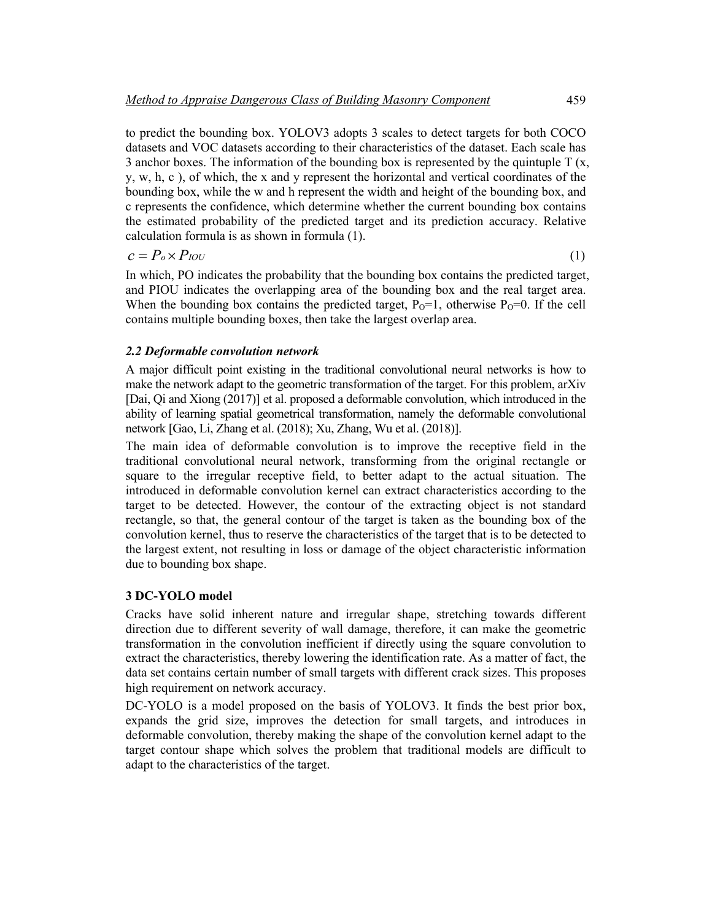to predict the bounding box. YOLOV3 adopts 3 scales to detect targets for both COCO datasets and VOC datasets according to their characteristics of the dataset. Each scale has 3 anchor boxes. The information of the bounding box is represented by the quintuple T (x, y, w, h, c ), of which, the x and y represent the horizontal and vertical coordinates of the bounding box, while the w and h represent the width and height of the bounding box, and c represents the confidence, which determine whether the current bounding box contains the estimated probability of the predicted target and its prediction accuracy. Relative calculation formula is as shown in formula (1).

$$c = P_o \times P_{IOU} \tag{1}$$

In which, PO indicates the probability that the bounding box contains the predicted target, and PIOU indicates the overlapping area of the bounding box and the real target area. When the bounding box contains the predicted target, $P_O=1$, otherwise $P_O=0$. If the cell contains multiple bounding boxes, then take the largest overlap area.

### *2.2 Deformable convolution network*

A major difficult point existing in the traditional convolutional neural networks is how to make the network adapt to the geometric transformation of the target. For this problem, arXiv [Dai, Qi and Xiong (2017)] et al. proposed a deformable convolution, which introduced in the ability of learning spatial geometrical transformation, namely the deformable convolutional network [Gao, Li, Zhang et al. (2018); Xu, Zhang, Wu et al. (2018)].

The main idea of deformable convolution is to improve the receptive field in the traditional convolutional neural network, transforming from the original rectangle or square to the irregular receptive field, to better adapt to the actual situation. The introduced in deformable convolution kernel can extract characteristics according to the target to be detected. However, the contour of the extracting object is not standard rectangle, so that, the general contour of the target is taken as the bounding box of the convolution kernel, thus to reserve the characteristics of the target that is to be detected to the largest extent, not resulting in loss or damage of the object characteristic information due to bounding box shape.

## 3 DC-YOLO model

Cracks have solid inherent nature and irregular shape, stretching towards different direction due to different severity of wall damage, therefore, it can make the geometric transformation in the convolution inefficient if directly using the square convolution to extract the characteristics, thereby lowering the identification rate. As a matter of fact, the data set contains certain number of small targets with different crack sizes. This proposes high requirement on network accuracy.

DC-YOLO is a model proposed on the basis of YOLOV3. It finds the best prior box, expands the grid size, improves the detection for small targets, and introduces in deformable convolution, thereby making the shape of the convolution kernel adapt to the target contour shape which solves the problem that traditional models are difficult to adapt to the characteristics of the target.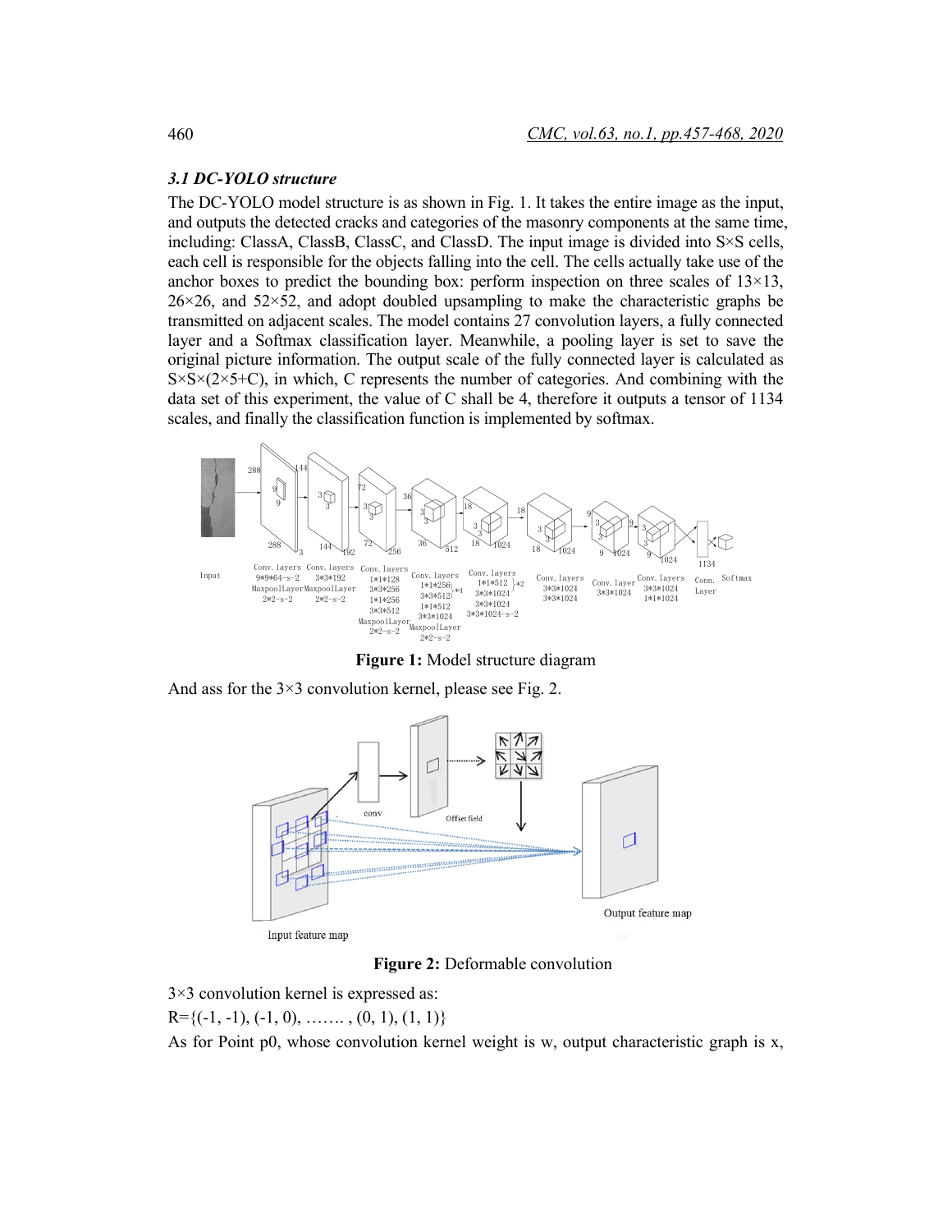### 3.1 DC-YOLO structure

The DC-YOLO model structure is as shown in Fig. 1. It takes the entire image as the input, and outputs the detected cracks and categories of the masonry components at the same time, including: ClassA, ClassB, ClassC, and ClassD. The input image is divided into S×S cells, each cell is responsible for the objects falling into the cell. The cells actually take use of the anchor boxes to predict the bounding box: perform inspection on three scales of 13×13, 26×26, and 52×52, and adopt doubled upsampling to make the characteristic graphs be transmitted on adjacent scales. The model contains 27 convolution layers, a fully connected layer and a Softmax classification layer. Meanwhile, a pooling layer is set to save the original picture information. The output scale of the fully connected layer is calculated as S×S×(2×5+C), in which, C represents the number of categories. And combining with the data set of this experiment, the value of C shall be 4, therefore it outputs a tensor of 1134 scales, and finally the classification function is implemented by softmax.

**Figure 1:** Model structure diagram

And ass for the 3×3 convolution kernel, please see Fig. 2.

**Figure 2:** Deformable convolution

3×3 convolution kernel is expressed as:

R={(-1, -1), (-1, 0), ……. , (0, 1), (1, 1)}

As for Point p0, whose convolution kernel weight is w, output characteristic graph is x,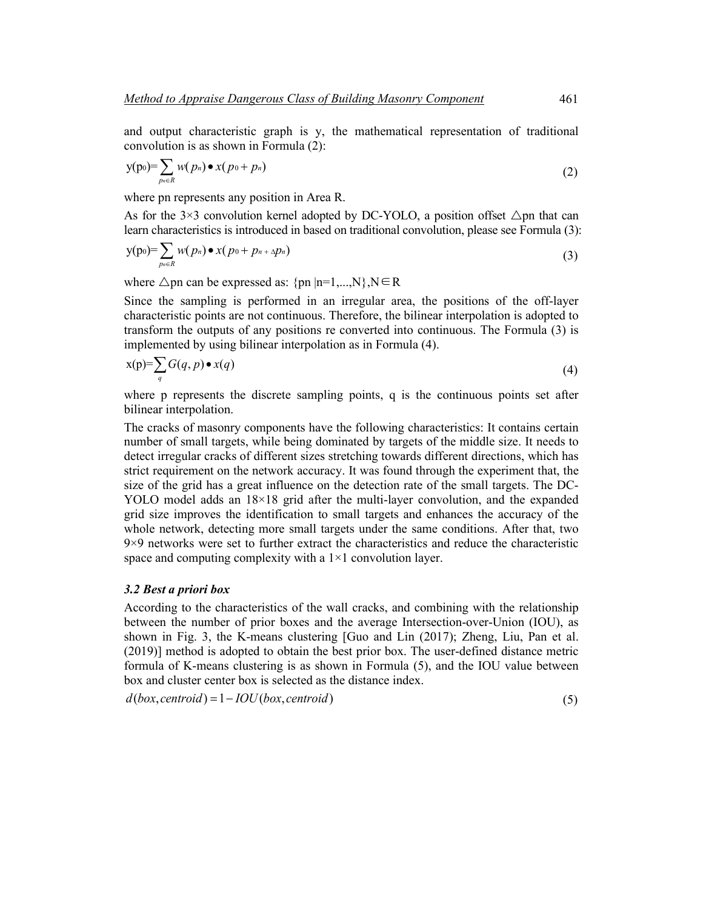and output characteristic graph is y, the mathematical representation of traditional convolution is as shown in Formula (2):

$$\mathrm{y(p_0)}=\sum_{p_n\in R} w(p_n)\bullet x(p_0+p_n) \tag{2}$$

where pn represents any position in Area R.

As for the 3×3 convolution kernel adopted by DC-YOLO, a position offset △pn that can learn characteristics is introduced in based on traditional convolution, please see Formula (3):

$$\mathrm{y(p_0)}=\sum_{p_n\in R} w(p_n)\bullet x(p_0+p_{n+\Delta}p_n) \tag{3}$$

where △pn can be expressed as: {pn |n=1,...,N},N∈R

Since the sampling is performed in an irregular area, the positions of the off-layer characteristic points are not continuous. Therefore, the bilinear interpolation is adopted to transform the outputs of any positions re converted into continuous. The Formula (3) is implemented by using bilinear interpolation as in Formula (4).

$$\mathrm{x(p)}=\sum_{q} G(q,p)\bullet x(q) \tag{4}$$

where p represents the discrete sampling points, q is the continuous points set after bilinear interpolation.

The cracks of masonry components have the following characteristics: It contains certain number of small targets, while being dominated by targets of the middle size. It needs to detect irregular cracks of different sizes stretching towards different directions, which has strict requirement on the network accuracy. It was found through the experiment that, the size of the grid has a great influence on the detection rate of the small targets. The DC-YOLO model adds an 18×18 grid after the multi-layer convolution, and the expanded grid size improves the identification to small targets and enhances the accuracy of the whole network, detecting more small targets under the same conditions. After that, two 9×9 networks were set to further extract the characteristics and reduce the characteristic space and computing complexity with a 1×1 convolution layer.

### *3.2 Best a priori box*

According to the characteristics of the wall cracks, and combining with the relationship between the number of prior boxes and the average Intersection-over-Union (IOU), as shown in Fig. 3, the K-means clustering [Guo and Lin (2017); Zheng, Liu, Pan et al. (2019)] method is adopted to obtain the best prior box. The user-defined distance metric formula of K-means clustering is as shown in Formula (5), and the IOU value between box and cluster center box is selected as the distance index.

$$d(box,centroid)=1-IOU(box,centroid) \tag{5}$$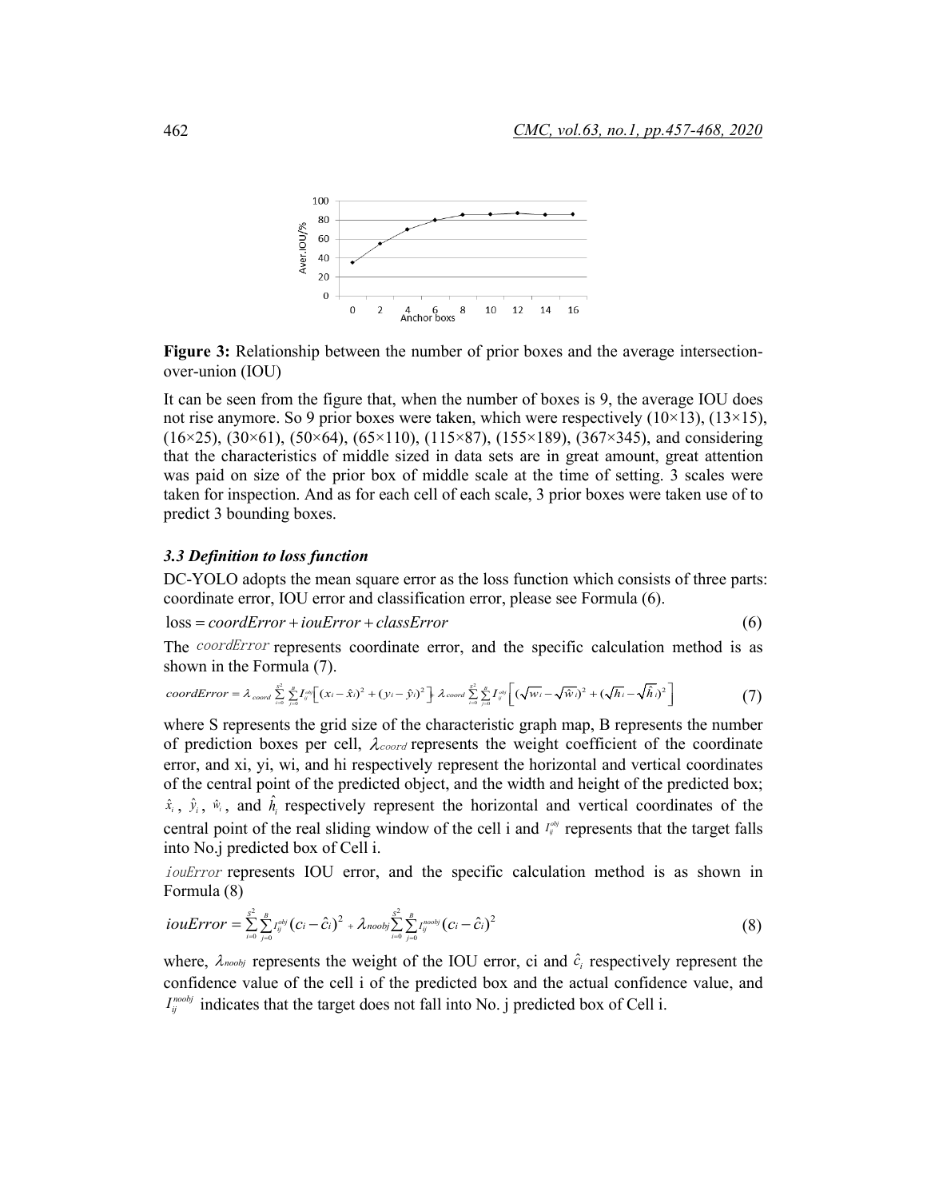**Figure 3:** Relationship between the number of prior boxes and the average intersection-over-union (IOU)

It can be seen from the figure that, when the number of boxes is 9, the average IOU does not rise anymore. So 9 prior boxes were taken, which were respectively (10×13), (13×15), (16×25), (30×61), (50×64), (65×110), (115×87), (155×189), (367×345), and considering that the characteristics of middle sized in data sets are in great amount, great attention was paid on size of the prior box of middle scale at the time of setting. 3 scales were taken for inspection. And as for each cell of each scale, 3 prior boxes were taken use of to predict 3 bounding boxes.

### *3.3 Definition to loss function*

DC-YOLO adopts the mean square error as the loss function which consists of three parts: coordinate error, IOU error and classification error, please see Formula (6).

$$\text{loss} = coordError + iouError + classError \tag{6}$$

The $coordError$ represents coordinate error, and the specific calculation method is as shown in the Formula (7).

$$coordError = \lambda_{coord} \sum_{i=0}^{S^2} \sum_{j=0}^{B} I_{ij}^{obj} \left[ (x_i - \hat{x}_i)^2 + (y_i - \hat{y}_i)^2 \right] + \lambda_{coord} \sum_{i=0}^{S^2} \sum_{j=0}^{B} I_{ij}^{obj} \left[ (\sqrt{w_i} - \sqrt{\hat{w}_i})^2 + (\sqrt{h_i} - \sqrt{\hat{h}_i})^2 \right] \tag{7}$$

where S represents the grid size of the characteristic graph map, B represents the number of prediction boxes per cell, $\lambda_{coord}$ represents the weight coefficient of the coordinate error, and xi, yi, wi, and hi respectively represent the horizontal and vertical coordinates of the central point of the predicted object, and the width and height of the predicted box; $\hat{x}_i$, $\hat{y}_i$, $\hat{w}_i$, and $\hat{h}_i$ respectively represent the horizontal and vertical coordinates of the central point of the real sliding window of the cell i and $I_{ij}^{obj}$ represents that the target falls into No.j predicted box of Cell i.

$iouError$ represents IOU error, and the specific calculation method is as shown in Formula (8)

$$iouError = \sum_{i=0}^{S^2} \sum_{j=0}^{B} I_{ij}^{obj} (c_i - \hat{c}_i)^2 + \lambda_{noobj} \sum_{i=0}^{S^2} \sum_{j=0}^{B} I_{ij}^{noobj} (c_i - \hat{c}_i)^2 \tag{8}$$

where, $\lambda_{noobj}$ represents the weight of the IOU error, ci and $\hat{c}_i$ respectively represent the confidence value of the cell i of the predicted box and the actual confidence value, and $I_{ij}^{noobj}$ indicates that the target does not fall into No. j predicted box of Cell i.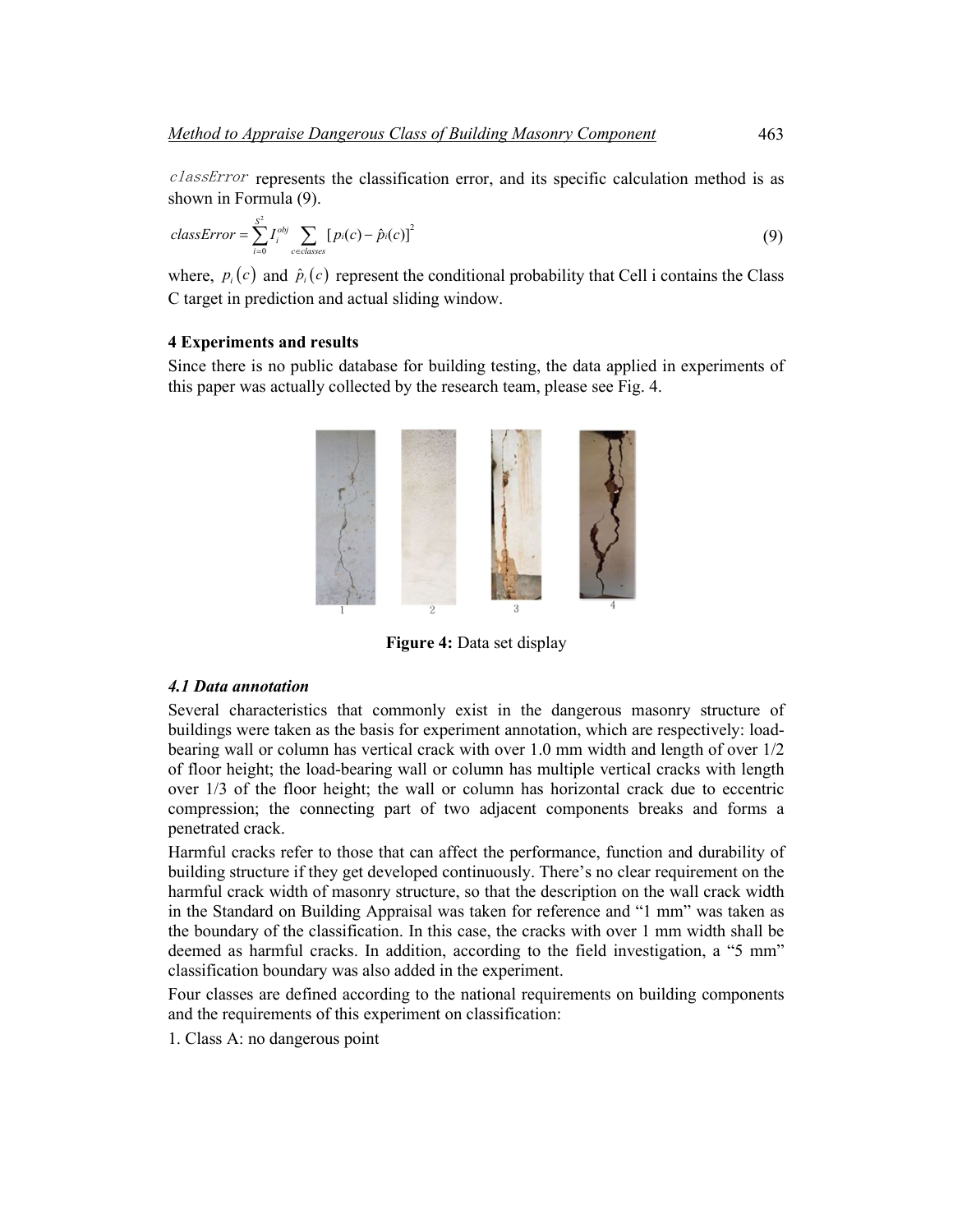$classError$ represents the classification error, and its specific calculation method is as shown in Formula (9).

$$classError = \sum_{i=0}^{S^2} I_i^{obj} \sum_{c \in classes} [p_i(c) - \hat{p}_i(c)]^2 \tag{9}$$

where, $p_i(c)$ and $\hat{p}_i(c)$ represent the conditional probability that Cell i contains the Class C target in prediction and actual sliding window.

### 4 Experiments and results

Since there is no public database for building testing, the data applied in experiments of this paper was actually collected by the research team, please see Fig. 4.

**Figure 4:** Data set display

#### *4.1 Data annotation*

Several characteristics that commonly exist in the dangerous masonry structure of buildings were taken as the basis for experiment annotation, which are respectively: load-bearing wall or column has vertical crack with over 1.0 mm width and length of over 1/2 of floor height; the load-bearing wall or column has multiple vertical cracks with length over 1/3 of the floor height; the wall or column has horizontal crack due to eccentric compression; the connecting part of two adjacent components breaks and forms a penetrated crack.

Harmful cracks refer to those that can affect the performance, function and durability of building structure if they get developed continuously. There's no clear requirement on the harmful crack width of masonry structure, so that the description on the wall crack width in the Standard on Building Appraisal was taken for reference and "1 mm" was taken as the boundary of the classification. In this case, the cracks with over 1 mm width shall be deemed as harmful cracks. In addition, according to the field investigation, a "5 mm" classification boundary was also added in the experiment.

Four classes are defined according to the national requirements on building components and the requirements of this experiment on classification:

1. Class A: no dangerous point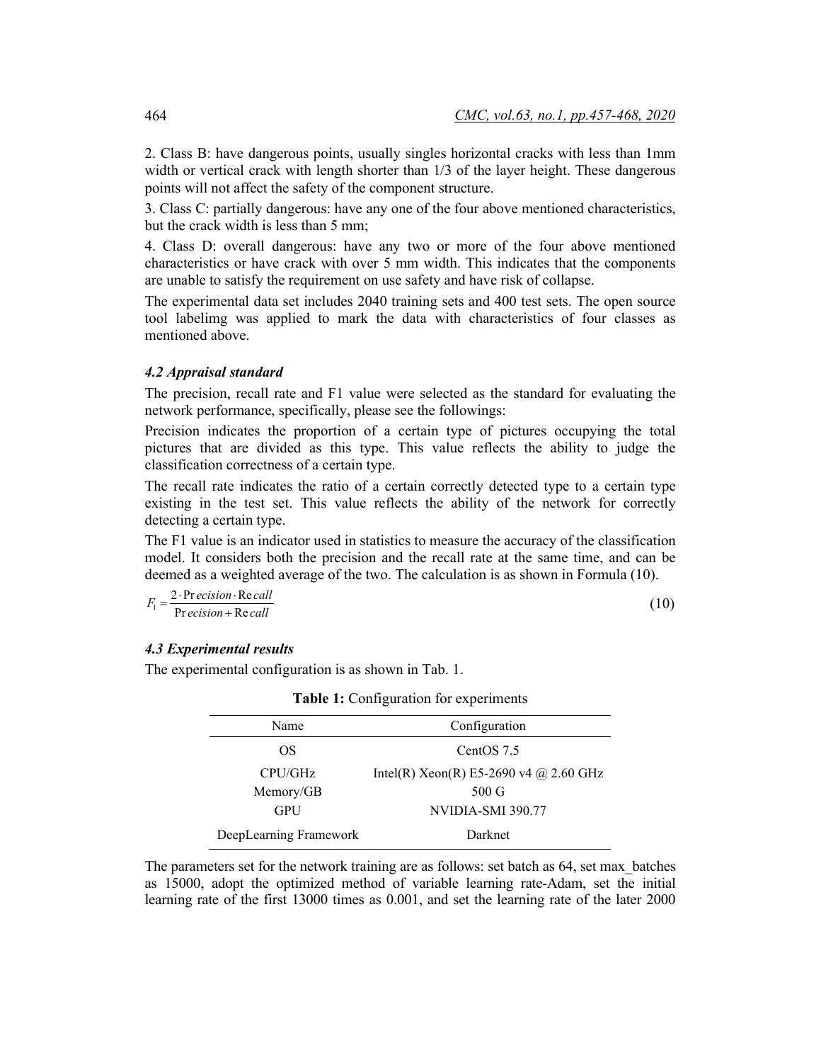2. Class B: have dangerous points, usually singles horizontal cracks with less than 1mm width or vertical crack with length shorter than 1/3 of the layer height. These dangerous points will not affect the safety of the component structure.

3. Class C: partially dangerous: have any one of the four above mentioned characteristics, but the crack width is less than 5 mm;

4. Class D: overall dangerous: have any two or more of the four above mentioned characteristics or have crack with over 5 mm width. This indicates that the components are unable to satisfy the requirement on use safety and have risk of collapse.

The experimental data set includes 2040 training sets and 400 test sets. The open source tool labelimg was applied to mark the data with characteristics of four classes as mentioned above.

### *4.2 Appraisal standard*

The precision, recall rate and F1 value were selected as the standard for evaluating the network performance, specifically, please see the followings:

Precision indicates the proportion of a certain type of pictures occupying the total pictures that are divided as this type. This value reflects the ability to judge the classification correctness of a certain type.

The recall rate indicates the ratio of a certain correctly detected type to a certain type existing in the test set. This value reflects the ability of the network for correctly detecting a certain type.

The F1 value is an indicator used in statistics to measure the accuracy of the classification model. It considers both the precision and the recall rate at the same time, and can be deemed as a weighted average of the two. The calculation is as shown in Formula (10).

$$F_1 = \frac{2 \cdot Precision \cdot Recall}{Precision + Recall} \tag{10}$$

### *4.3 Experimental results*

The experimental configuration is as shown in Tab. 1.

**Table 1:** Configuration for experiments

| Name | Configuration |
|---|---|
| OS | CentOS 7.5 |
| CPU/GHz | Intel(R) Xeon(R) E5-2690 v4 @ 2.60 GHz |
| Memory/GB | 500 G |
| GPU | NVIDIA-SMI 390.77 |
| DeepLearning Framework | Darknet |

The parameters set for the network training are as follows: set batch as 64, set max_batches as 15000, adopt the optimized method of variable learning rate-Adam, set the initial learning rate of the first 13000 times as 0.001, and set the learning rate of the later 2000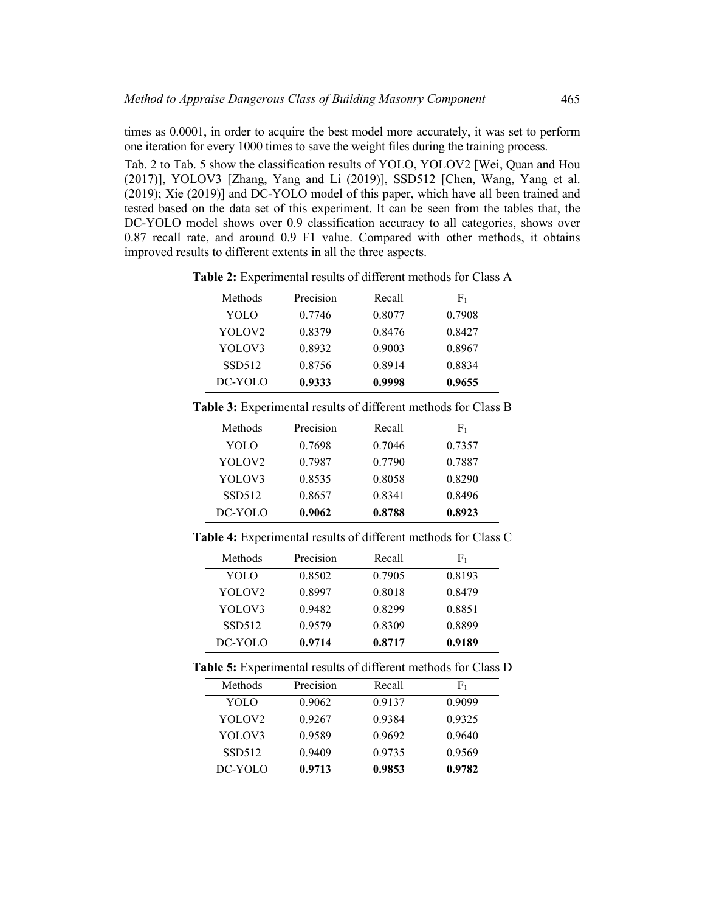times as 0.0001, in order to acquire the best model more accurately, it was set to perform one iteration for every 1000 times to save the weight files during the training process.

Tab. 2 to Tab. 5 show the classification results of YOLO, YOLOV2 [Wei, Quan and Hou (2017)], YOLOV3 [Zhang, Yang and Li (2019)], SSD512 [Chen, Wang, Yang et al. (2019); Xie (2019)] and DC-YOLO model of this paper, which have all been trained and tested based on the data set of this experiment. It can be seen from the tables that, the DC-YOLO model shows over 0.9 classification accuracy to all categories, shows over 0.87 recall rate, and around 0.9 F1 value. Compared with other methods, it obtains improved results to different extents in all the three aspects.

**Table 2:** Experimental results of different methods for Class A

| Methods | Precision | Recall | $F_1$ |
|---|---|---|---|
| YOLO | 0.7746 | 0.8077 | 0.7908 |
| YOLOV2 | 0.8379 | 0.8476 | 0.8427 |
| YOLOV3 | 0.8932 | 0.9003 | 0.8967 |
| SSD512 | 0.8756 | 0.8914 | 0.8834 |
| DC-YOLO | **0.9333** | **0.9998** | **0.9655** |

**Table 3:** Experimental results of different methods for Class B

| Methods | Precision | Recall | $F_1$ |
|---|---|---|---|
| YOLO | 0.7698 | 0.7046 | 0.7357 |
| YOLOV2 | 0.7987 | 0.7790 | 0.7887 |
| YOLOV3 | 0.8535 | 0.8058 | 0.8290 |
| SSD512 | 0.8657 | 0.8341 | 0.8496 |
| DC-YOLO | **0.9062** | **0.8788** | **0.8923** |

**Table 4:** Experimental results of different methods for Class C

| Methods | Precision | Recall | $F_1$ |
|---|---|---|---|
| YOLO | 0.8502 | 0.7905 | 0.8193 |
| YOLOV2 | 0.8997 | 0.8018 | 0.8479 |
| YOLOV3 | 0.9482 | 0.8299 | 0.8851 |
| SSD512 | 0.9579 | 0.8309 | 0.8899 |
| DC-YOLO | **0.9714** | **0.8717** | **0.9189** |

**Table 5:** Experimental results of different methods for Class D

| Methods | Precision | Recall | $F_1$ |
|---|---|---|---|
| YOLO | 0.9062 | 0.9137 | 0.9099 |
| YOLOV2 | 0.9267 | 0.9384 | 0.9325 |
| YOLOV3 | 0.9589 | 0.9692 | 0.9640 |
| SSD512 | 0.9409 | 0.9735 | 0.9569 |
| DC-YOLO | **0.9713** | **0.9853** | **0.9782** |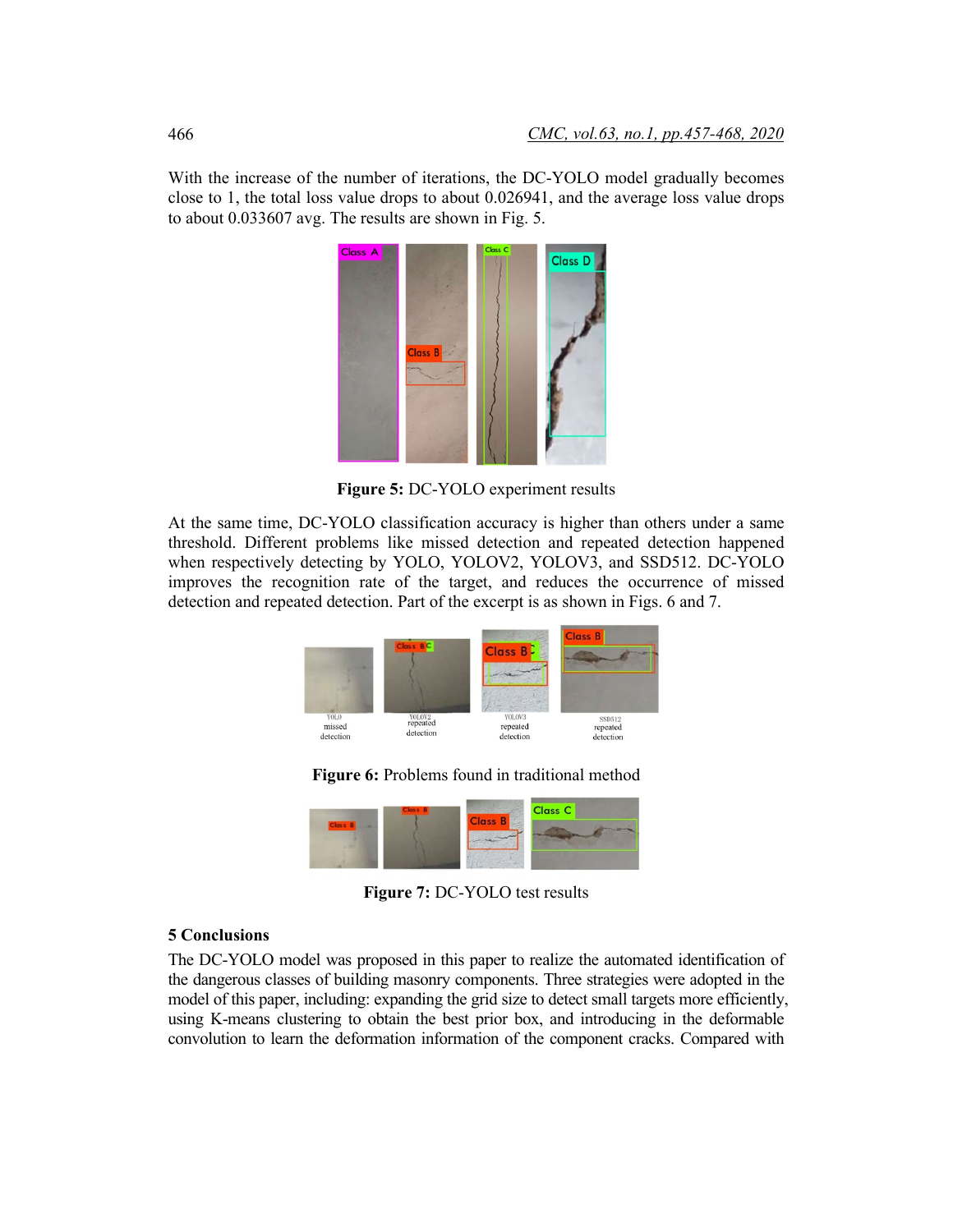With the increase of the number of iterations, the DC-YOLO model gradually becomes close to 1, the total loss value drops to about 0.026941, and the average loss value drops to about 0.033607 avg. The results are shown in Fig. 5.

**Figure 5:** DC-YOLO experiment results

At the same time, DC-YOLO classification accuracy is higher than others under a same threshold. Different problems like missed detection and repeated detection happened when respectively detecting by YOLO, YOLOV2, YOLOV3, and SSD512. DC-YOLO improves the recognition rate of the target, and reduces the occurrence of missed detection and repeated detection. Part of the excerpt is as shown in Figs. 6 and 7.

**Figure 6:** Problems found in traditional method

**Figure 7:** DC-YOLO test results

## 5 Conclusions

The DC-YOLO model was proposed in this paper to realize the automated identification of the dangerous classes of building masonry components. Three strategies were adopted in the model of this paper, including: expanding the grid size to detect small targets more efficiently, using K-means clustering to obtain the best prior box, and introducing in the deformable convolution to learn the deformation information of the component cracks. Compared with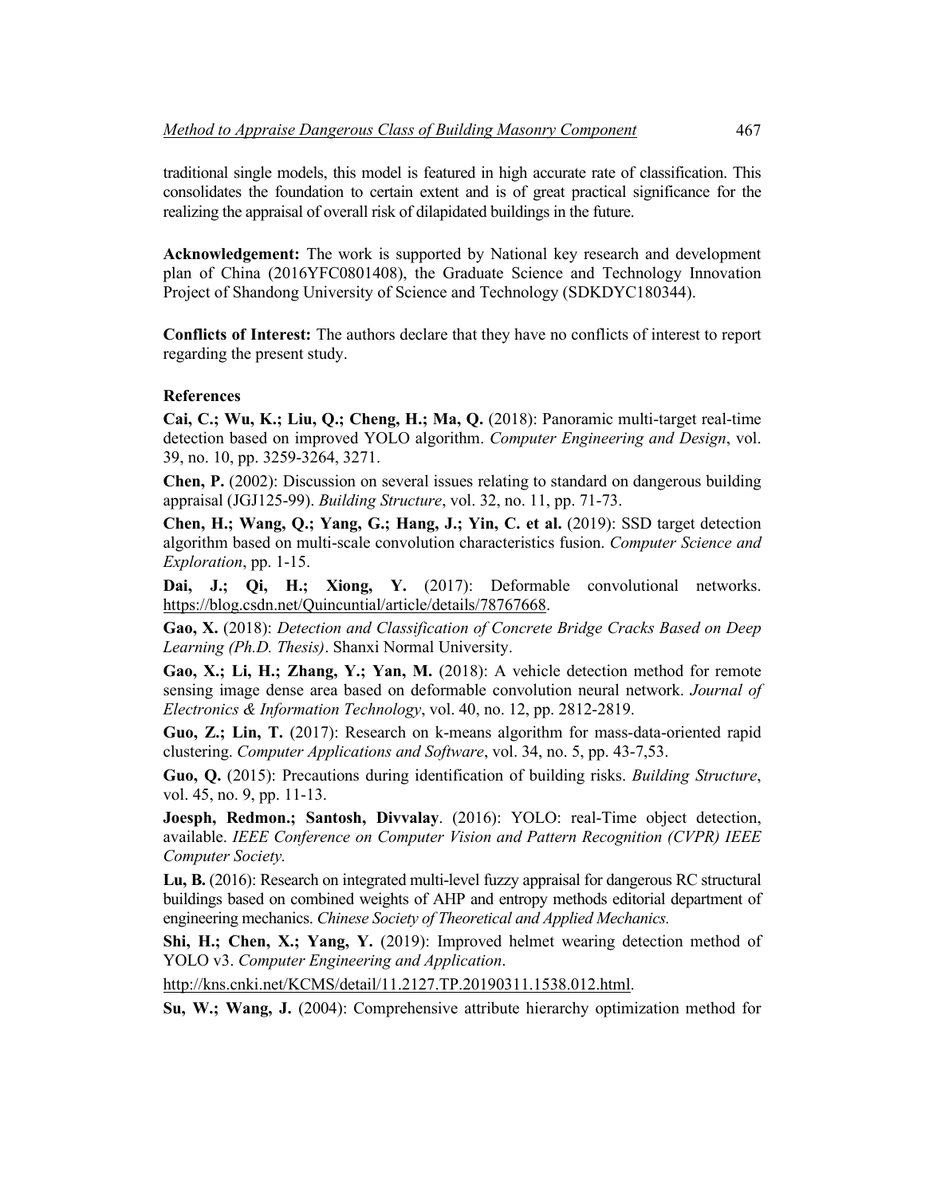traditional single models, this model is featured in high accurate rate of classification. This consolidates the foundation to certain extent and is of great practical significance for the realizing the appraisal of overall risk of dilapidated buildings in the future.

**Acknowledgement:** The work is supported by National key research and development plan of China (2016YFC0801408), the Graduate Science and Technology Innovation Project of Shandong University of Science and Technology (SDKDYC180344).

**Conflicts of Interest:** The authors declare that they have no conflicts of interest to report regarding the present study.

## References

**Cai, C.; Wu, K.; Liu, Q.; Cheng, H.; Ma, Q.** (2018): Panoramic multi-target real-time detection based on improved YOLO algorithm. *Computer Engineering and Design*, vol. 39, no. 10, pp. 3259-3264, 3271.

**Chen, P.** (2002): Discussion on several issues relating to standard on dangerous building appraisal (JGJ125-99). *Building Structure*, vol. 32, no. 11, pp. 71-73.

**Chen, H.; Wang, Q.; Yang, G.; Hang, J.; Yin, C. et al.** (2019): SSD target detection algorithm based on multi-scale convolution characteristics fusion. *Computer Science and Exploration*, pp. 1-15.

**Dai, J.; Qi, H.; Xiong, Y.** (2017): Deformable convolutional networks. https://blog.csdn.net/Quincuntial/article/details/78767668.

**Gao, X.** (2018): *Detection and Classification of Concrete Bridge Cracks Based on Deep Learning (Ph.D. Thesis)*. Shanxi Normal University.

**Gao, X.; Li, H.; Zhang, Y.; Yan, M.** (2018): A vehicle detection method for remote sensing image dense area based on deformable convolution neural network. *Journal of Electronics & Information Technology*, vol. 40, no. 12, pp. 2812-2819.

**Guo, Z.; Lin, T.** (2017): Research on k-means algorithm for mass-data-oriented rapid clustering. *Computer Applications and Software*, vol. 34, no. 5, pp. 43-7,53.

**Guo, Q.** (2015): Precautions during identification of building risks. *Building Structure*, vol. 45, no. 9, pp. 11-13.

**Joesph, Redmon.; Santosh, Divvalay**. (2016): YOLO: real-Time object detection, available. *IEEE Conference on Computer Vision and Pattern Recognition (CVPR) IEEE Computer Society.*

**Lu, B.** (2016): Research on integrated multi-level fuzzy appraisal for dangerous RC structural buildings based on combined weights of AHP and entropy methods editorial department of engineering mechanics. *Chinese Society of Theoretical and Applied Mechanics.*

**Shi, H.; Chen, X.; Yang, Y.** (2019): Improved helmet wearing detection method of YOLO v3. *Computer Engineering and Application*.

http://kns.cnki.net/KCMS/detail/11.2127.TP.20190311.1538.012.html.

**Su, W.; Wang, J.** (2004): Comprehensive attribute hierarchy optimization method for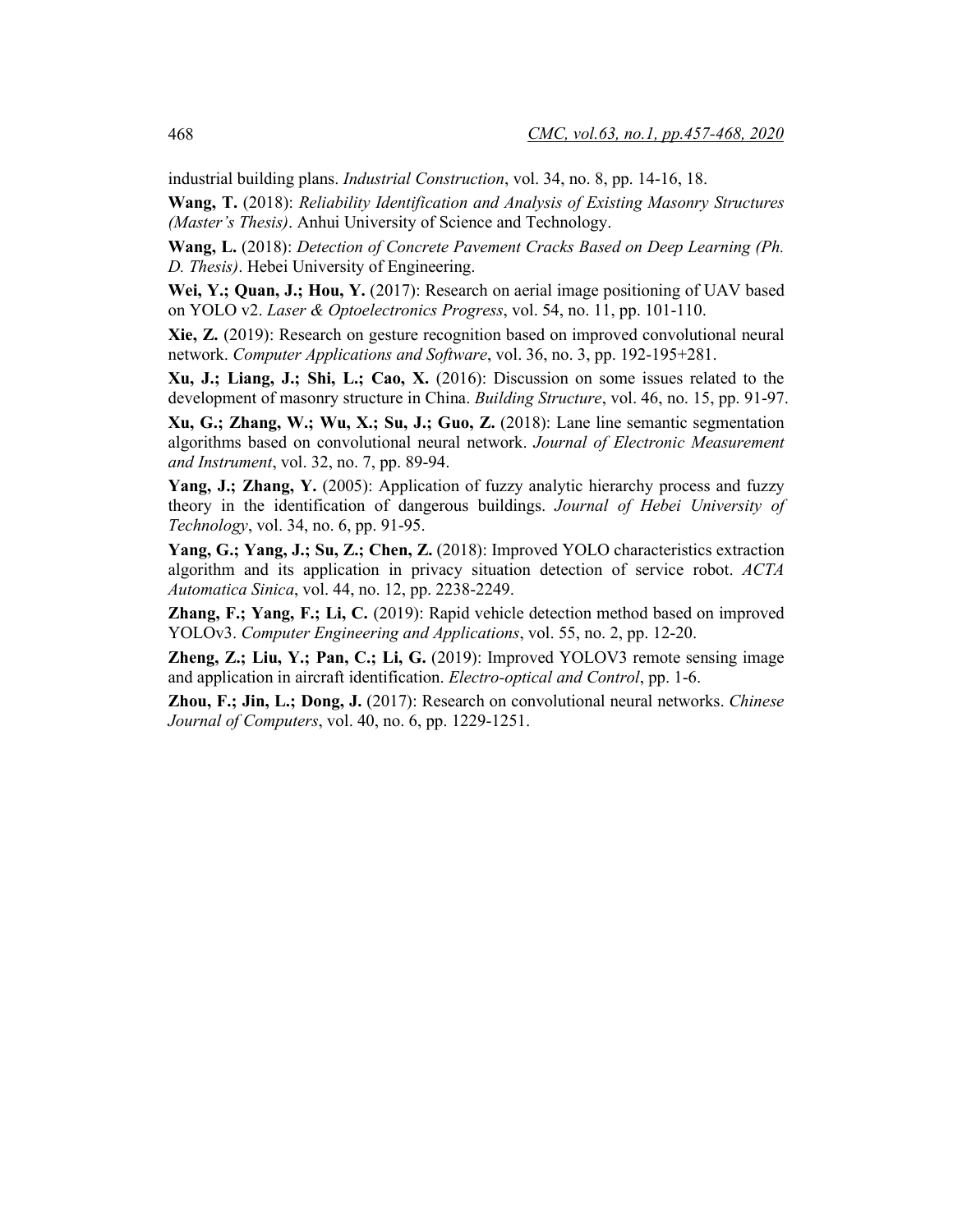industrial building plans. *Industrial Construction*, vol. 34, no. 8, pp. 14-16, 18.

**Wang, T.** (2018): *Reliability Identification and Analysis of Existing Masonry Structures (Master's Thesis)*. Anhui University of Science and Technology.

**Wang, L.** (2018): *Detection of Concrete Pavement Cracks Based on Deep Learning (Ph. D. Thesis)*. Hebei University of Engineering.

**Wei, Y.; Quan, J.; Hou, Y.** (2017): Research on aerial image positioning of UAV based on YOLO v2. *Laser & Optoelectronics Progress*, vol. 54, no. 11, pp. 101-110.

**Xie, Z.** (2019): Research on gesture recognition based on improved convolutional neural network. *Computer Applications and Software*, vol. 36, no. 3, pp. 192-195+281.

**Xu, J.; Liang, J.; Shi, L.; Cao, X.** (2016): Discussion on some issues related to the development of masonry structure in China. *Building Structure*, vol. 46, no. 15, pp. 91-97.

**Xu, G.; Zhang, W.; Wu, X.; Su, J.; Guo, Z.** (2018): Lane line semantic segmentation algorithms based on convolutional neural network. *Journal of Electronic Measurement and Instrument*, vol. 32, no. 7, pp. 89-94.

**Yang, J.; Zhang, Y.** (2005): Application of fuzzy analytic hierarchy process and fuzzy theory in the identification of dangerous buildings. *Journal of Hebei University of Technology*, vol. 34, no. 6, pp. 91-95.

**Yang, G.; Yang, J.; Su, Z.; Chen, Z.** (2018): Improved YOLO characteristics extraction algorithm and its application in privacy situation detection of service robot. *ACTA Automatica Sinica*, vol. 44, no. 12, pp. 2238-2249.

**Zhang, F.; Yang, F.; Li, C.** (2019): Rapid vehicle detection method based on improved YOLOv3. *Computer Engineering and Applications*, vol. 55, no. 2, pp. 12-20.

**Zheng, Z.; Liu, Y.; Pan, C.; Li, G.** (2019): Improved YOLOV3 remote sensing image and application in aircraft identification. *Electro-optical and Control*, pp. 1-6.

**Zhou, F.; Jin, L.; Dong, J.** (2017): Research on convolutional neural networks. *Chinese Journal of Computers*, vol. 40, no. 6, pp. 1229-1251.